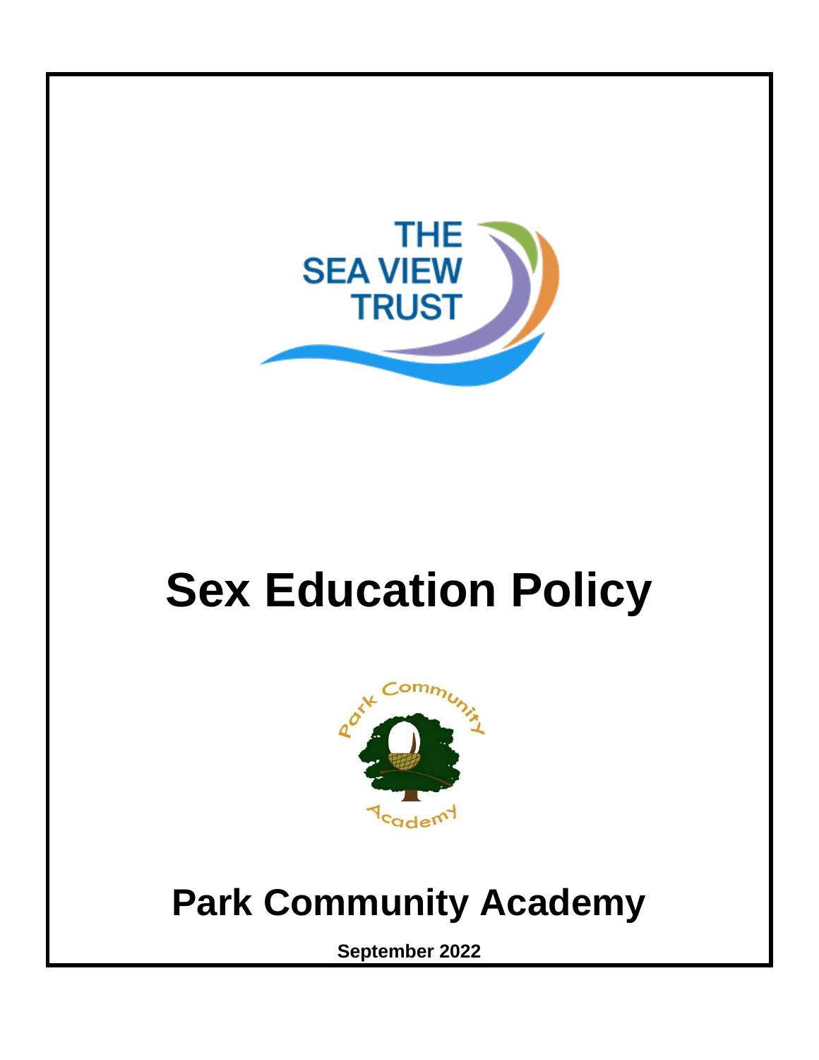THE SEA VIEW TRUST

# Sex Education Policy

Park Community Academy

# Park Community Academy

**September 2022**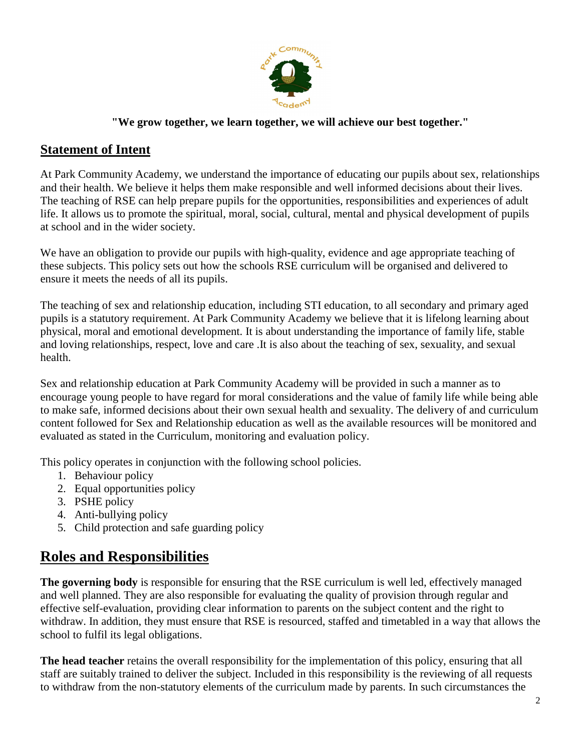**"We grow together, we learn together, we will achieve our best together."**

## Statement of Intent

At Park Community Academy, we understand the importance of educating our pupils about sex, relationships and their health. We believe it helps them make responsible and well informed decisions about their lives. The teaching of RSE can help prepare pupils for the opportunities, responsibilities and experiences of adult life. It allows us to promote the spiritual, moral, social, cultural, mental and physical development of pupils at school and in the wider society.

We have an obligation to provide our pupils with high-quality, evidence and age appropriate teaching of these subjects. This policy sets out how the schools RSE curriculum will be organised and delivered to ensure it meets the needs of all its pupils.

The teaching of sex and relationship education, including STI education, to all secondary and primary aged pupils is a statutory requirement. At Park Community Academy we believe that it is lifelong learning about physical, moral and emotional development. It is about understanding the importance of family life, stable and loving relationships, respect, love and care .It is also about the teaching of sex, sexuality, and sexual health.

Sex and relationship education at Park Community Academy will be provided in such a manner as to encourage young people to have regard for moral considerations and the value of family life while being able to make safe, informed decisions about their own sexual health and sexuality. The delivery of and curriculum content followed for Sex and Relationship education as well as the available resources will be monitored and evaluated as stated in the Curriculum, monitoring and evaluation policy.

This policy operates in conjunction with the following school policies.

1. Behaviour policy
2. Equal opportunities policy
3. PSHE policy
4. Anti-bullying policy
5. Child protection and safe guarding policy

# Roles and Responsibilities

**The governing body** is responsible for ensuring that the RSE curriculum is well led, effectively managed and well planned. They are also responsible for evaluating the quality of provision through regular and effective self-evaluation, providing clear information to parents on the subject content and the right to withdraw. In addition, they must ensure that RSE is resourced, staffed and timetabled in a way that allows the school to fulfil its legal obligations.

**The head teacher** retains the overall responsibility for the implementation of this policy, ensuring that all staff are suitably trained to deliver the subject. Included in this responsibility is the reviewing of all requests to withdraw from the non-statutory elements of the curriculum made by parents. In such circumstances the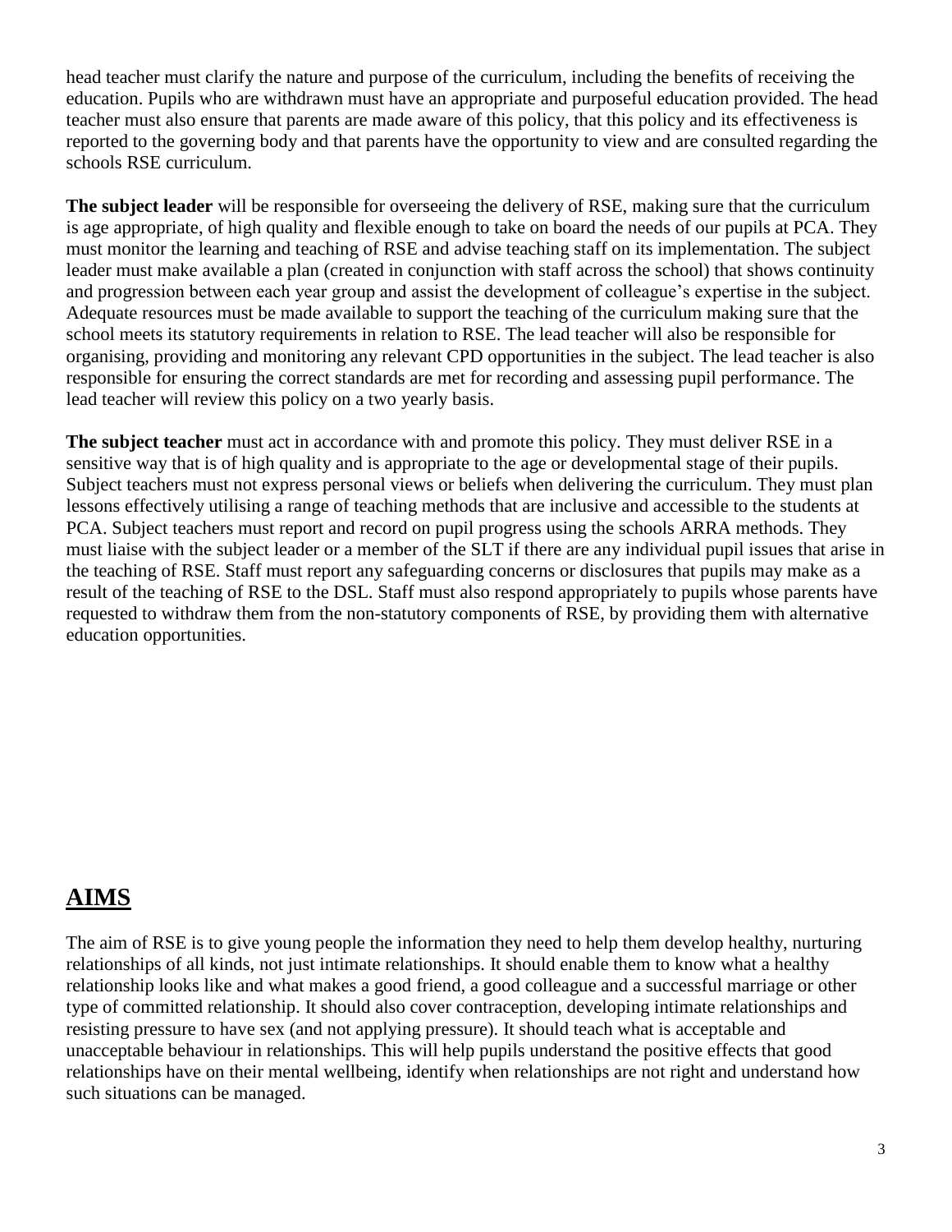head teacher must clarify the nature and purpose of the curriculum, including the benefits of receiving the education. Pupils who are withdrawn must have an appropriate and purposeful education provided. The head teacher must also ensure that parents are made aware of this policy, that this policy and its effectiveness is reported to the governing body and that parents have the opportunity to view and are consulted regarding the schools RSE curriculum.

**The subject leader** will be responsible for overseeing the delivery of RSE, making sure that the curriculum is age appropriate, of high quality and flexible enough to take on board the needs of our pupils at PCA. They must monitor the learning and teaching of RSE and advise teaching staff on its implementation. The subject leader must make available a plan (created in conjunction with staff across the school) that shows continuity and progression between each year group and assist the development of colleague's expertise in the subject. Adequate resources must be made available to support the teaching of the curriculum making sure that the school meets its statutory requirements in relation to RSE. The lead teacher will also be responsible for organising, providing and monitoring any relevant CPD opportunities in the subject. The lead teacher is also responsible for ensuring the correct standards are met for recording and assessing pupil performance. The lead teacher will review this policy on a two yearly basis.

**The subject teacher** must act in accordance with and promote this policy. They must deliver RSE in a sensitive way that is of high quality and is appropriate to the age or developmental stage of their pupils. Subject teachers must not express personal views or beliefs when delivering the curriculum. They must plan lessons effectively utilising a range of teaching methods that are inclusive and accessible to the students at PCA. Subject teachers must report and record on pupil progress using the schools ARRA methods. They must liaise with the subject leader or a member of the SLT if there are any individual pupil issues that arise in the teaching of RSE. Staff must report any safeguarding concerns or disclosures that pupils may make as a result of the teaching of RSE to the DSL. Staff must also respond appropriately to pupils whose parents have requested to withdraw them from the non-statutory components of RSE, by providing them with alternative education opportunities.

## AIMS

The aim of RSE is to give young people the information they need to help them develop healthy, nurturing relationships of all kinds, not just intimate relationships. It should enable them to know what a healthy relationship looks like and what makes a good friend, a good colleague and a successful marriage or other type of committed relationship. It should also cover contraception, developing intimate relationships and resisting pressure to have sex (and not applying pressure). It should teach what is acceptable and unacceptable behaviour in relationships. This will help pupils understand the positive effects that good relationships have on their mental wellbeing, identify when relationships are not right and understand how such situations can be managed.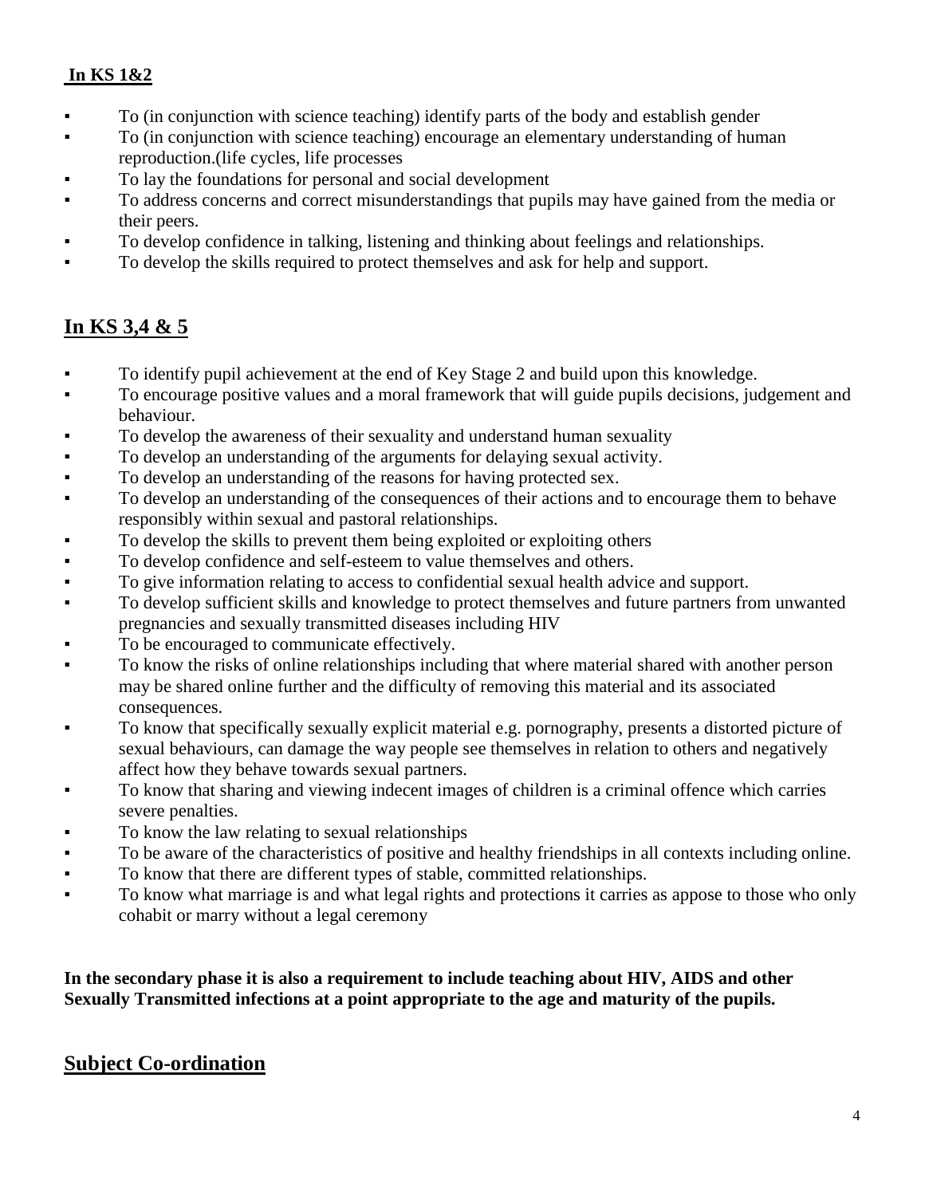**In KS 1&2**

- To (in conjunction with science teaching) identify parts of the body and establish gender
- To (in conjunction with science teaching) encourage an elementary understanding of human reproduction.(life cycles, life processes
- To lay the foundations for personal and social development
- To address concerns and correct misunderstandings that pupils may have gained from the media or their peers.
- To develop confidence in talking, listening and thinking about feelings and relationships.
- To develop the skills required to protect themselves and ask for help and support.

## In KS 3,4 & 5

- To identify pupil achievement at the end of Key Stage 2 and build upon this knowledge.
- To encourage positive values and a moral framework that will guide pupils decisions, judgement and behaviour.
- To develop the awareness of their sexuality and understand human sexuality
- To develop an understanding of the arguments for delaying sexual activity.
- To develop an understanding of the reasons for having protected sex.
- To develop an understanding of the consequences of their actions and to encourage them to behave responsibly within sexual and pastoral relationships.
- To develop the skills to prevent them being exploited or exploiting others
- To develop confidence and self-esteem to value themselves and others.
- To give information relating to access to confidential sexual health advice and support.
- To develop sufficient skills and knowledge to protect themselves and future partners from unwanted pregnancies and sexually transmitted diseases including HIV
- To be encouraged to communicate effectively.
- To know the risks of online relationships including that where material shared with another person may be shared online further and the difficulty of removing this material and its associated consequences.
- To know that specifically sexually explicit material e.g. pornography, presents a distorted picture of sexual behaviours, can damage the way people see themselves in relation to others and negatively affect how they behave towards sexual partners.
- To know that sharing and viewing indecent images of children is a criminal offence which carries severe penalties.
- To know the law relating to sexual relationships
- To be aware of the characteristics of positive and healthy friendships in all contexts including online.
- To know that there are different types of stable, committed relationships.
- To know what marriage is and what legal rights and protections it carries as appose to those who only cohabit or marry without a legal ceremony

**In the secondary phase it is also a requirement to include teaching about HIV, AIDS and other Sexually Transmitted infections at a point appropriate to the age and maturity of the pupils.**

## Subject Co-ordination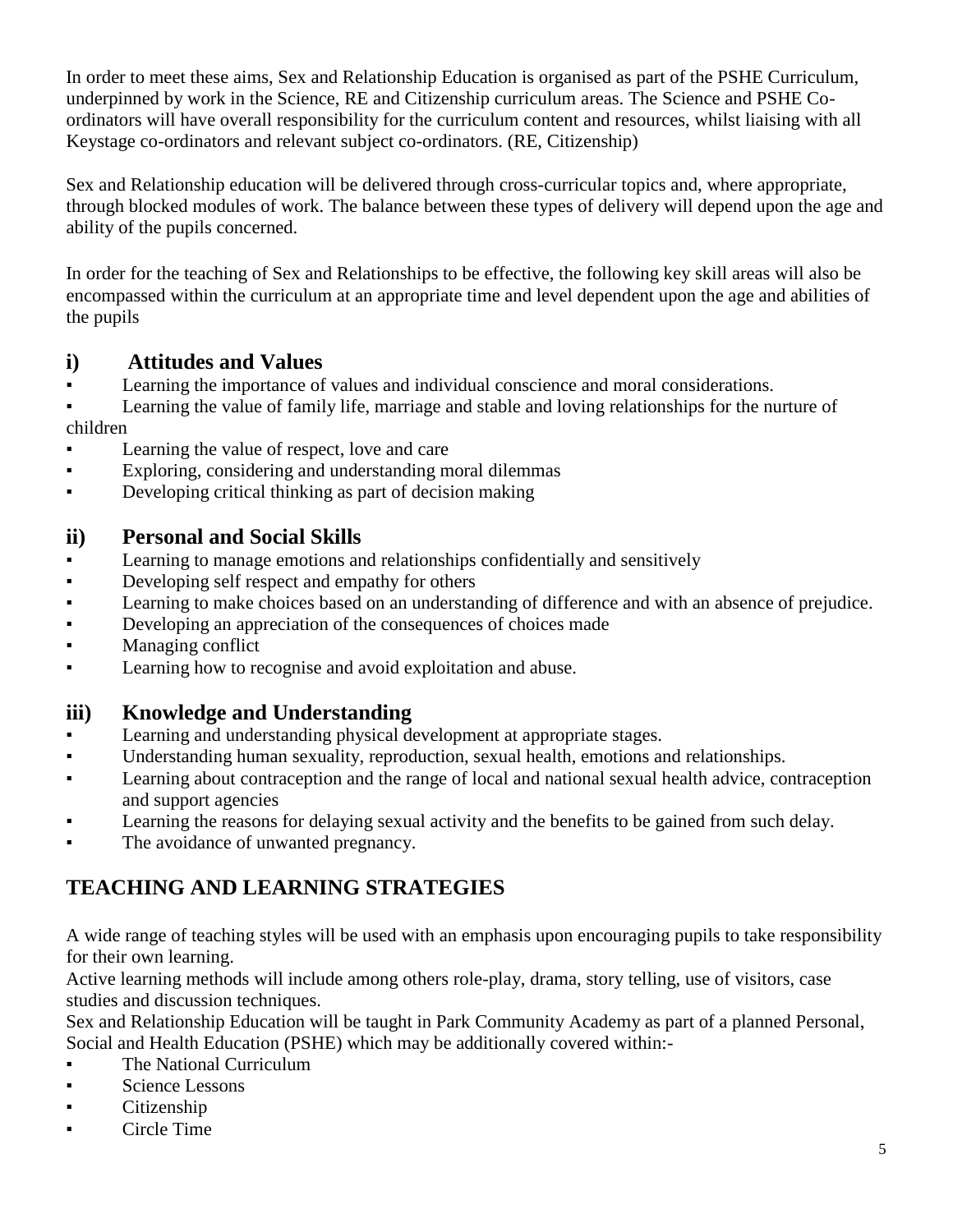In order to meet these aims, Sex and Relationship Education is organised as part of the PSHE Curriculum, underpinned by work in the Science, RE and Citizenship curriculum areas. The Science and PSHE Co-ordinators will have overall responsibility for the curriculum content and resources, whilst liaising with all Keystage co-ordinators and relevant subject co-ordinators. (RE, Citizenship)

Sex and Relationship education will be delivered through cross-curricular topics and, where appropriate, through blocked modules of work. The balance between these types of delivery will depend upon the age and ability of the pupils concerned.

In order for the teaching of Sex and Relationships to be effective, the following key skill areas will also be encompassed within the curriculum at an appropriate time and level dependent upon the age and abilities of the pupils

### i) Attitudes and Values

- Learning the importance of values and individual conscience and moral considerations.
- Learning the value of family life, marriage and stable and loving relationships for the nurture of children
- Learning the value of respect, love and care
- Exploring, considering and understanding moral dilemmas
- Developing critical thinking as part of decision making

### ii) Personal and Social Skills

- Learning to manage emotions and relationships confidentially and sensitively
- Developing self respect and empathy for others
- Learning to make choices based on an understanding of difference and with an absence of prejudice.
- Developing an appreciation of the consequences of choices made
- Managing conflict
- Learning how to recognise and avoid exploitation and abuse.

### iii) Knowledge and Understanding

- Learning and understanding physical development at appropriate stages.
- Understanding human sexuality, reproduction, sexual health, emotions and relationships.
- Learning about contraception and the range of local and national sexual health advice, contraception and support agencies
- Learning the reasons for delaying sexual activity and the benefits to be gained from such delay.
- The avoidance of unwanted pregnancy.

## TEACHING AND LEARNING STRATEGIES

A wide range of teaching styles will be used with an emphasis upon encouraging pupils to take responsibility for their own learning.
Active learning methods will include among others role-play, drama, story telling, use of visitors, case studies and discussion techniques.
Sex and Relationship Education will be taught in Park Community Academy as part of a planned Personal, Social and Health Education (PSHE) which may be additionally covered within:-

- The National Curriculum
- Science Lessons
- Citizenship
- Circle Time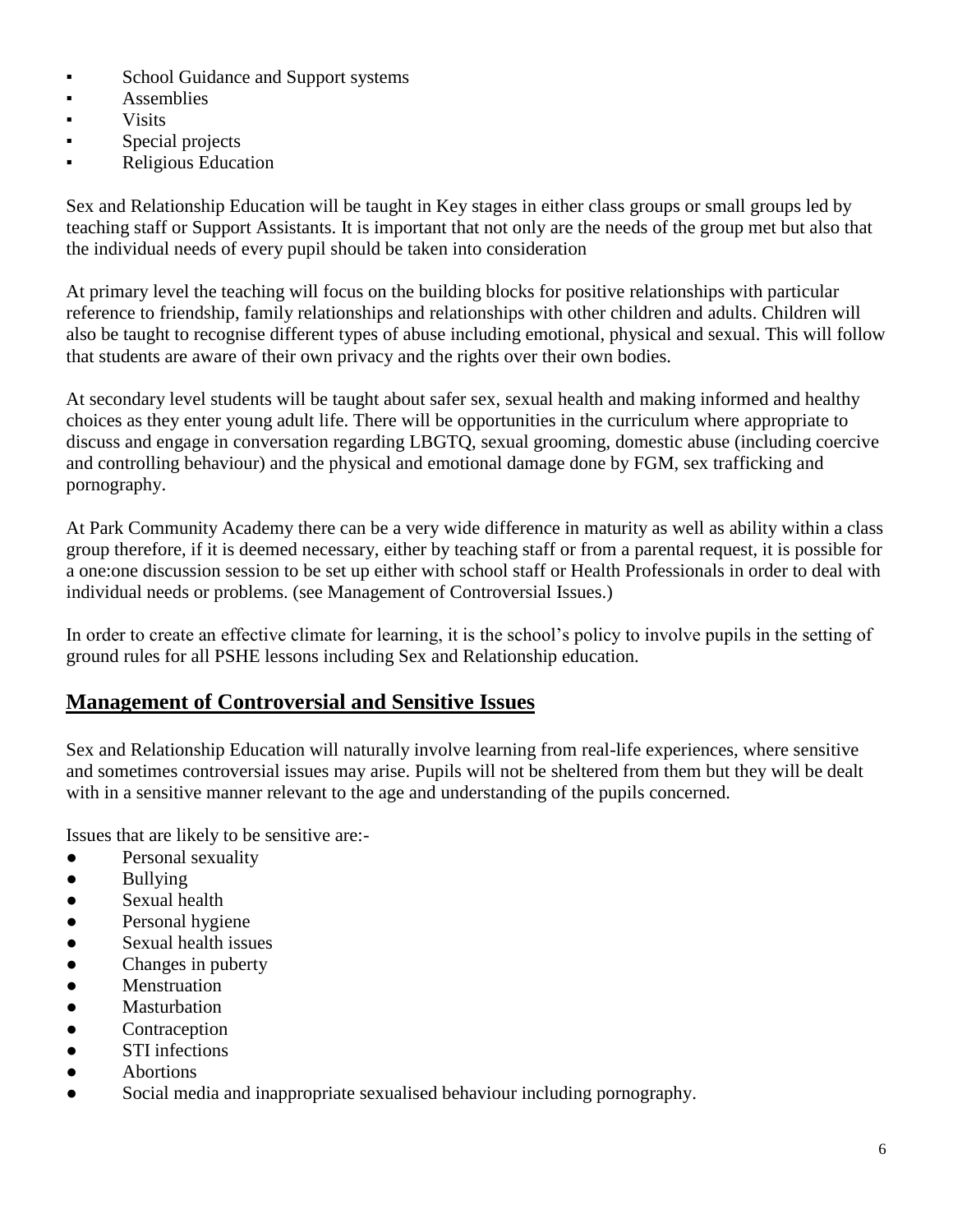- School Guidance and Support systems
- Assemblies
- Visits
- Special projects
- Religious Education

Sex and Relationship Education will be taught in Key stages in either class groups or small groups led by teaching staff or Support Assistants. It is important that not only are the needs of the group met but also that the individual needs of every pupil should be taken into consideration

At primary level the teaching will focus on the building blocks for positive relationships with particular reference to friendship, family relationships and relationships with other children and adults. Children will also be taught to recognise different types of abuse including emotional, physical and sexual. This will follow that students are aware of their own privacy and the rights over their own bodies.

At secondary level students will be taught about safer sex, sexual health and making informed and healthy choices as they enter young adult life. There will be opportunities in the curriculum where appropriate to discuss and engage in conversation regarding LBGTQ, sexual grooming, domestic abuse (including coercive and controlling behaviour) and the physical and emotional damage done by FGM, sex trafficking and pornography.

At Park Community Academy there can be a very wide difference in maturity as well as ability within a class group therefore, if it is deemed necessary, either by teaching staff or from a parental request, it is possible for a one:one discussion session to be set up either with school staff or Health Professionals in order to deal with individual needs or problems. (see Management of Controversial Issues.)

In order to create an effective climate for learning, it is the school's policy to involve pupils in the setting of ground rules for all PSHE lessons including Sex and Relationship education.

## Management of Controversial and Sensitive Issues

Sex and Relationship Education will naturally involve learning from real-life experiences, where sensitive and sometimes controversial issues may arise. Pupils will not be sheltered from them but they will be dealt with in a sensitive manner relevant to the age and understanding of the pupils concerned.

Issues that are likely to be sensitive are:-

- Personal sexuality
- Bullying
- Sexual health
- Personal hygiene
- Sexual health issues
- Changes in puberty
- Menstruation
- Masturbation
- Contraception
- STI infections
- Abortions
- Social media and inappropriate sexualised behaviour including pornography.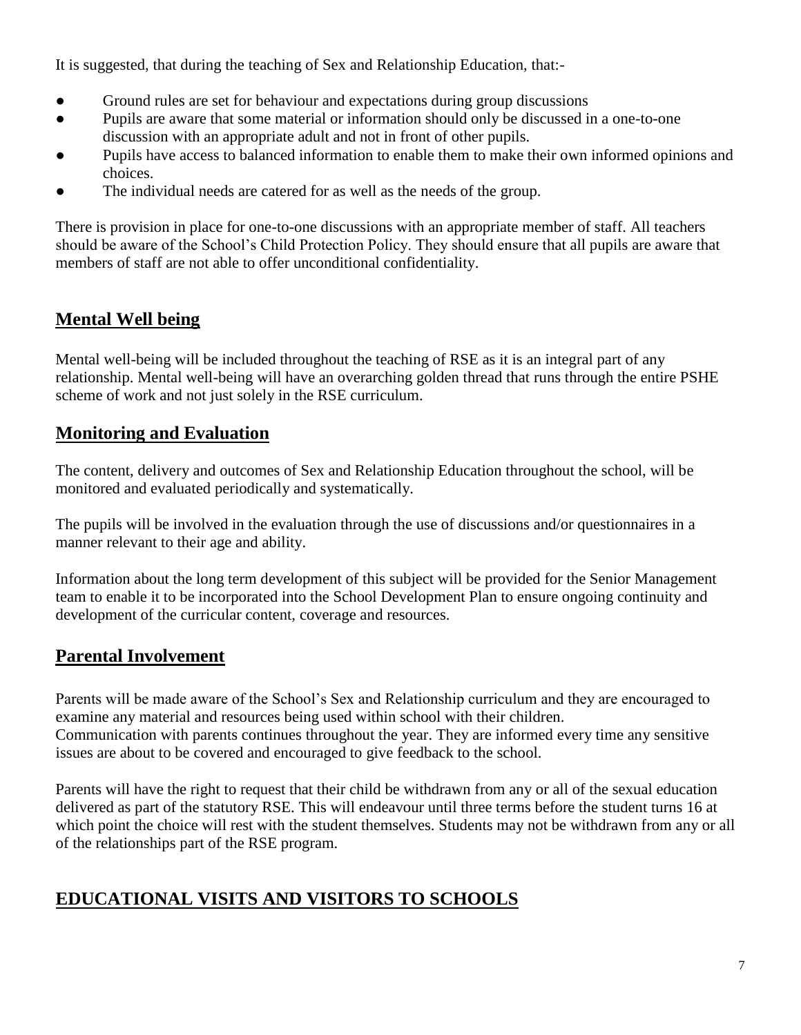It is suggested, that during the teaching of Sex and Relationship Education, that:-

- Ground rules are set for behaviour and expectations during group discussions
- Pupils are aware that some material or information should only be discussed in a one-to-one discussion with an appropriate adult and not in front of other pupils.
- Pupils have access to balanced information to enable them to make their own informed opinions and choices.
- The individual needs are catered for as well as the needs of the group.

There is provision in place for one-to-one discussions with an appropriate member of staff. All teachers should be aware of the School's Child Protection Policy. They should ensure that all pupils are aware that members of staff are not able to offer unconditional confidentiality.

## Mental Well being

Mental well-being will be included throughout the teaching of RSE as it is an integral part of any relationship. Mental well-being will have an overarching golden thread that runs through the entire PSHE scheme of work and not just solely in the RSE curriculum.

## Monitoring and Evaluation

The content, delivery and outcomes of Sex and Relationship Education throughout the school, will be monitored and evaluated periodically and systematically.

The pupils will be involved in the evaluation through the use of discussions and/or questionnaires in a manner relevant to their age and ability.

Information about the long term development of this subject will be provided for the Senior Management team to enable it to be incorporated into the School Development Plan to ensure ongoing continuity and development of the curricular content, coverage and resources.

## Parental Involvement

Parents will be made aware of the School's Sex and Relationship curriculum and they are encouraged to examine any material and resources being used within school with their children.
Communication with parents continues throughout the year. They are informed every time any sensitive issues are about to be covered and encouraged to give feedback to the school.

Parents will have the right to request that their child be withdrawn from any or all of the sexual education delivered as part of the statutory RSE. This will endeavour until three terms before the student turns 16 at which point the choice will rest with the student themselves. Students may not be withdrawn from any or all of the relationships part of the RSE program.

## EDUCATIONAL VISITS AND VISITORS TO SCHOOLS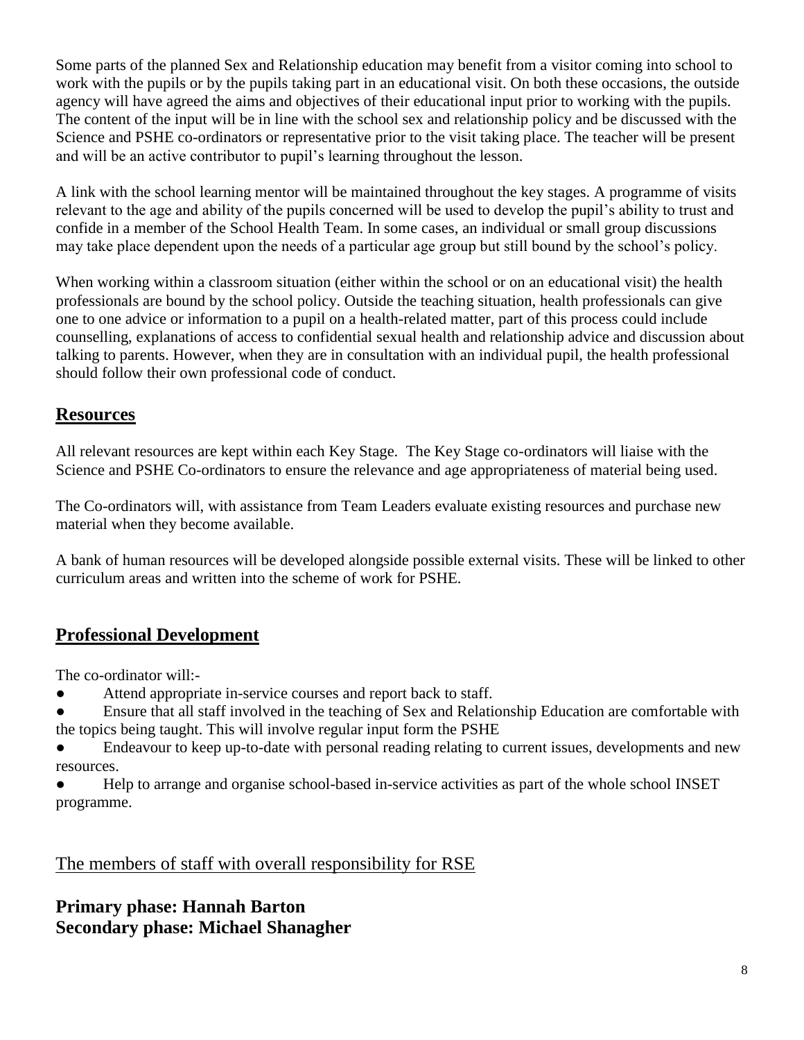Some parts of the planned Sex and Relationship education may benefit from a visitor coming into school to work with the pupils or by the pupils taking part in an educational visit. On both these occasions, the outside agency will have agreed the aims and objectives of their educational input prior to working with the pupils. The content of the input will be in line with the school sex and relationship policy and be discussed with the Science and PSHE co-ordinators or representative prior to the visit taking place. The teacher will be present and will be an active contributor to pupil's learning throughout the lesson.

A link with the school learning mentor will be maintained throughout the key stages. A programme of visits relevant to the age and ability of the pupils concerned will be used to develop the pupil's ability to trust and confide in a member of the School Health Team. In some cases, an individual or small group discussions may take place dependent upon the needs of a particular age group but still bound by the school's policy.

When working within a classroom situation (either within the school or on an educational visit) the health professionals are bound by the school policy. Outside the teaching situation, health professionals can give one to one advice or information to a pupil on a health-related matter, part of this process could include counselling, explanations of access to confidential sexual health and relationship advice and discussion about talking to parents. However, when they are in consultation with an individual pupil, the health professional should follow their own professional code of conduct.

## Resources

All relevant resources are kept within each Key Stage. The Key Stage co-ordinators will liaise with the Science and PSHE Co-ordinators to ensure the relevance and age appropriateness of material being used.

The Co-ordinators will, with assistance from Team Leaders evaluate existing resources and purchase new material when they become available.

A bank of human resources will be developed alongside possible external visits. These will be linked to other curriculum areas and written into the scheme of work for PSHE.

## Professional Development

The co-ordinator will:-

- Attend appropriate in-service courses and report back to staff.
- Ensure that all staff involved in the teaching of Sex and Relationship Education are comfortable with the topics being taught. This will involve regular input form the PSHE
- Endeavour to keep up-to-date with personal reading relating to current issues, developments and new resources.
- Help to arrange and organise school-based in-service activities as part of the whole school INSET programme.

### The members of staff with overall responsibility for RSE

**Primary phase: Hannah Barton**
**Secondary phase: Michael Shanagher**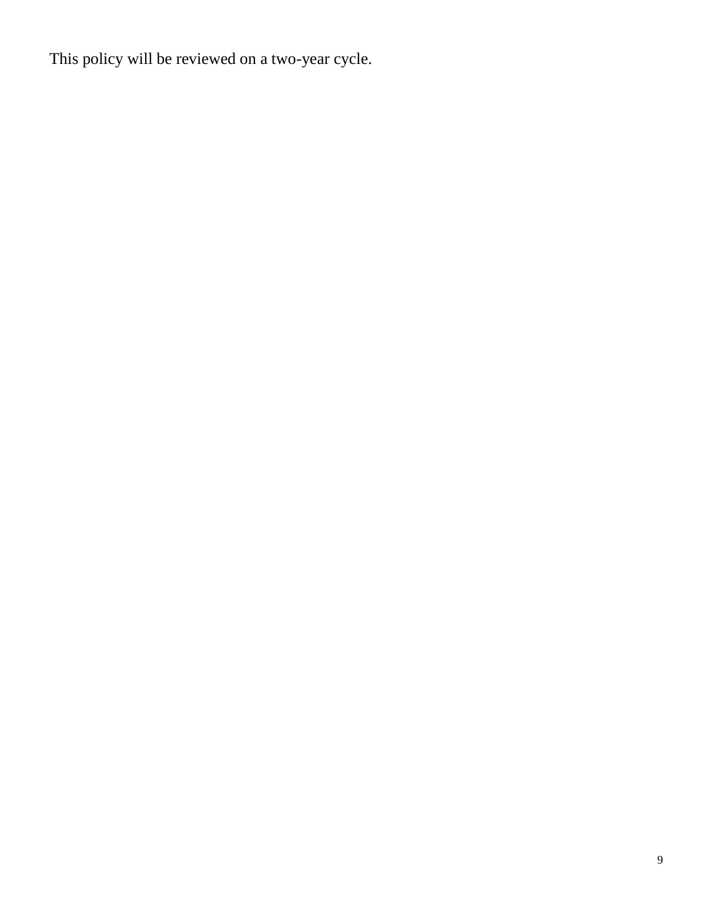This policy will be reviewed on a two-year cycle.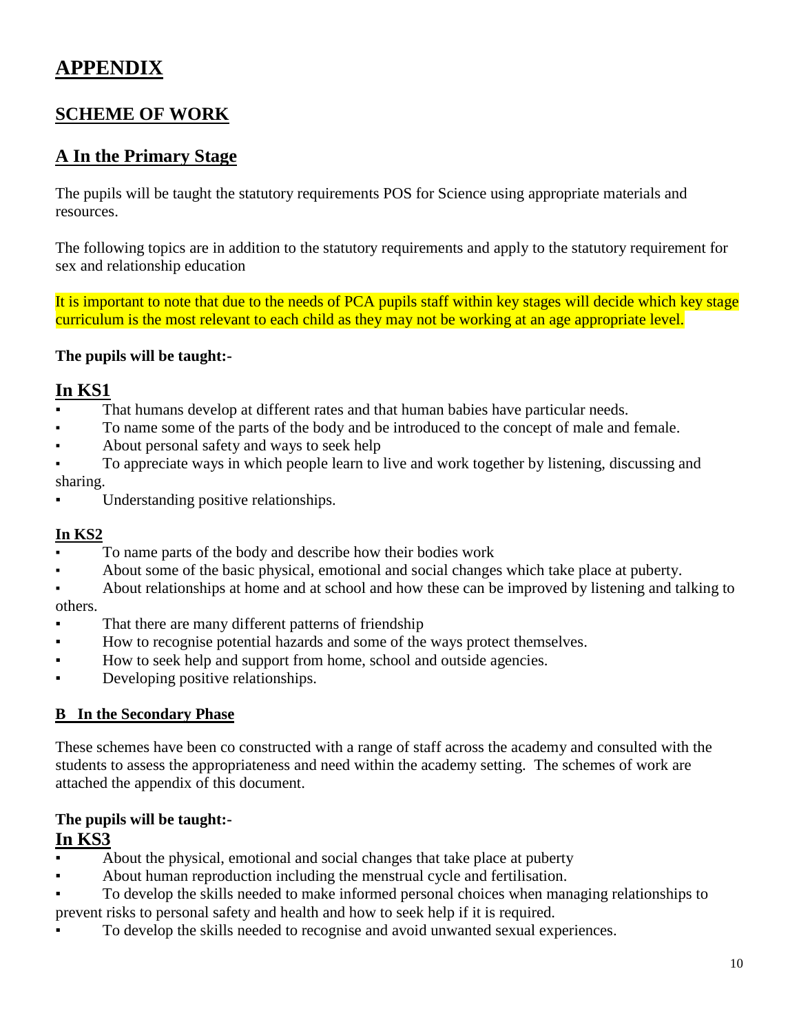# APPENDIX

## SCHEME OF WORK

## A In the Primary Stage

The pupils will be taught the statutory requirements POS for Science using appropriate materials and resources.

The following topics are in addition to the statutory requirements and apply to the statutory requirement for sex and relationship education

It is important to note that due to the needs of PCA pupils staff within key stages will decide which key stage curriculum is the most relevant to each child as they may not be working at an age appropriate level.

**The pupils will be taught:-**

### In KS1

- That humans develop at different rates and that human babies have particular needs.
- To name some of the parts of the body and be introduced to the concept of male and female.
- About personal safety and ways to seek help
- To appreciate ways in which people learn to live and work together by listening, discussing and sharing.
- Understanding positive relationships.

### In KS2

- To name parts of the body and describe how their bodies work
- About some of the basic physical, emotional and social changes which take place at puberty.
- About relationships at home and at school and how these can be improved by listening and talking to others.
- That there are many different patterns of friendship
- How to recognise potential hazards and some of the ways protect themselves.
- How to seek help and support from home, school and outside agencies.
- Developing positive relationships.

### B In the Secondary Phase

These schemes have been co constructed with a range of staff across the academy and consulted with the students to assess the appropriateness and need within the academy setting. The schemes of work are attached the appendix of this document.

**The pupils will be taught:-**

### In KS3

- About the physical, emotional and social changes that take place at puberty
- About human reproduction including the menstrual cycle and fertilisation.
- To develop the skills needed to make informed personal choices when managing relationships to prevent risks to personal safety and health and how to seek help if it is required.
- To develop the skills needed to recognise and avoid unwanted sexual experiences.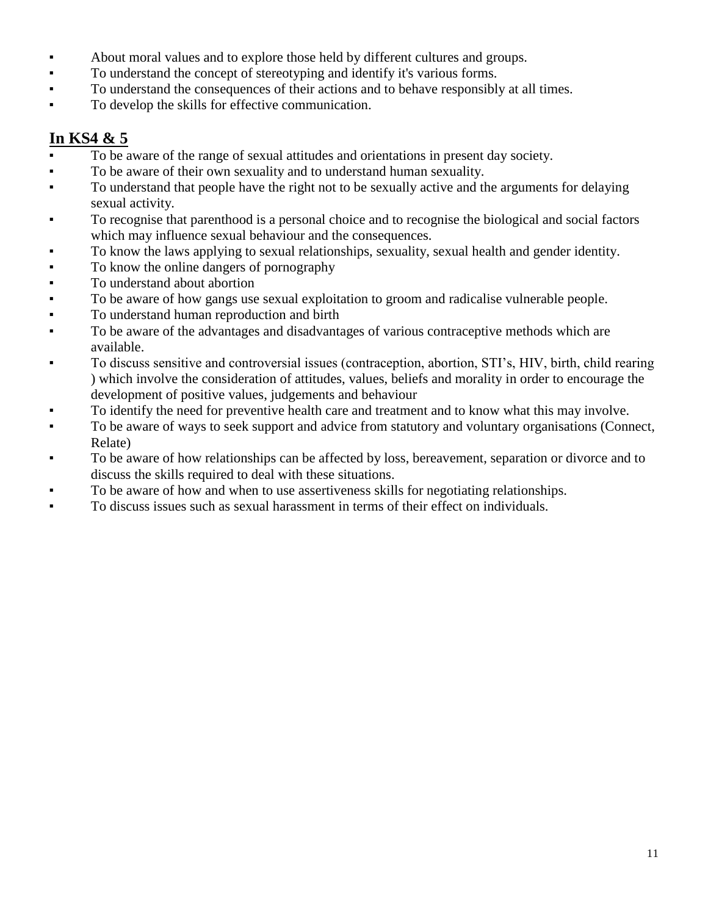- About moral values and to explore those held by different cultures and groups.
- To understand the concept of stereotyping and identify it's various forms.
- To understand the consequences of their actions and to behave responsibly at all times.
- To develop the skills for effective communication.

## <u>In KS4 & 5</u>

- To be aware of the range of sexual attitudes and orientations in present day society.
- To be aware of their own sexuality and to understand human sexuality.
- To understand that people have the right not to be sexually active and the arguments for delaying sexual activity.
- To recognise that parenthood is a personal choice and to recognise the biological and social factors which may influence sexual behaviour and the consequences.
- To know the laws applying to sexual relationships, sexuality, sexual health and gender identity.
- To know the online dangers of pornography
- To understand about abortion
- To be aware of how gangs use sexual exploitation to groom and radicalise vulnerable people.
- To understand human reproduction and birth
- To be aware of the advantages and disadvantages of various contraceptive methods which are available.
- To discuss sensitive and controversial issues (contraception, abortion, STI's, HIV, birth, child rearing ) which involve the consideration of attitudes, values, beliefs and morality in order to encourage the development of positive values, judgements and behaviour
- To identify the need for preventive health care and treatment and to know what this may involve.
- To be aware of ways to seek support and advice from statutory and voluntary organisations (Connect, Relate)
- To be aware of how relationships can be affected by loss, bereavement, separation or divorce and to discuss the skills required to deal with these situations.
- To be aware of how and when to use assertiveness skills for negotiating relationships.
- To discuss issues such as sexual harassment in terms of their effect on individuals.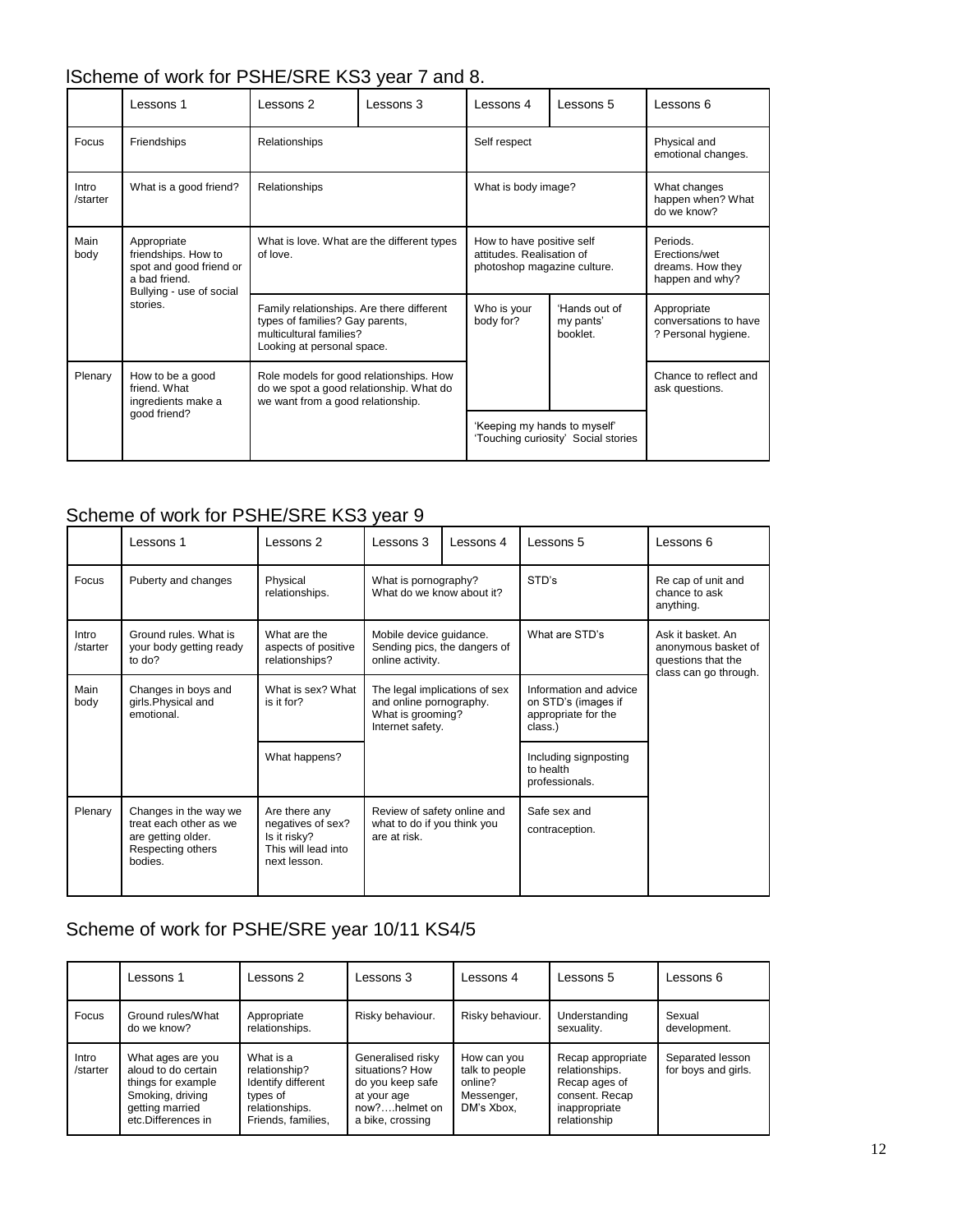## lScheme of work for PSHE/SRE KS3 year 7 and 8.

| | Lessons 1 | Lessons 2 | Lessons 3 | Lessons 4 | Lessons 5 | Lessons 6 |
|---|---|---|---|---|---|---|
| Focus | Friendships | Relationships | | Self respect | | Physical and emotional changes. |
| Intro /starter | What is a good friend? | Relationships | | What is body image? | | What changes happen when? What do we know? |
| Main body | Appropriate friendships. How to spot and good friend or a bad friend. Bullying - use of social stories. | What is love. What are the different types of love. | | How to have positive self attitudes. Realisation of photoshop magazine culture. | | Periods. Erections/wet dreams. How they happen and why? |
| | | Family relationships. Are there different types of families? Gay parents, multicultural families? Looking at personal space. | | Who is your body for? | 'Hands out of my pants' booklet. | Appropriate conversations to have ? Personal hygiene. |
| Plenary | How to be a good friend. What ingredients make a good friend? | Role models for good relationships. How do we spot a good relationship. What do we want from a good relationship. | | | | Chance to reflect and ask questions. |
| | | | | 'Keeping my hands to myself' 'Touching curiosity' Social stories | | |

## Scheme of work for PSHE/SRE KS3 year 9

| | Lessons 1 | Lessons 2 | Lessons 3 | Lessons 4 | Lessons 5 | Lessons 6 |
|---|---|---|---|---|---|---|
| Focus | Puberty and changes | Physical relationships. | What is pornography? What do we know about it? | | STD's | Re cap of unit and chance to ask anything. |
| Intro /starter | Ground rules. What is your body getting ready to do? | What are the aspects of positive relationships? | Mobile device guidance. Sending pics, the dangers of online activity. | | What are STD's | Ask it basket. An anonymous basket of questions that the class can go through. |
| Main body | Changes in boys and girls.Physical and emotional. | What is sex? What is it for? | The legal implications of sex and online pornography. What is grooming? Internet safety. | | Information and advice on STD's (images if appropriate for the class.) | |
| | | What happens? | | | Including signposting to health professionals. | |
| Plenary | Changes in the way we treat each other as we are getting older. Respecting others bodies. | Are there any negatives of sex? Is it risky? This will lead into next lesson. | Review of safety online and what to do if you think you are at risk. | | Safe sex and contraception. | |

## Scheme of work for PSHE/SRE year 10/11 KS4/5

| | Lessons 1 | Lessons 2 | Lessons 3 | Lessons 4 | Lessons 5 | Lessons 6 |
|---|---|---|---|---|---|---|
| Focus | Ground rules/What do we know? | Appropriate relationships. | Risky behaviour. | Risky behaviour. | Understanding sexuality. | Sexual development. |
| Intro /starter | What ages are you aloud to do certain things for example Smoking, driving getting married etc.Differences in | What is a relationship? Identify different types of relationships. Friends, families, | Generalised risky situations? How do you keep safe at your age now?….helmet on a bike, crossing | How can you talk to people online? Messenger, DM's Xbox, | Recap appropriate relationships. Recap ages of consent. Recap inappropriate relationship | Separated lesson for boys and girls. |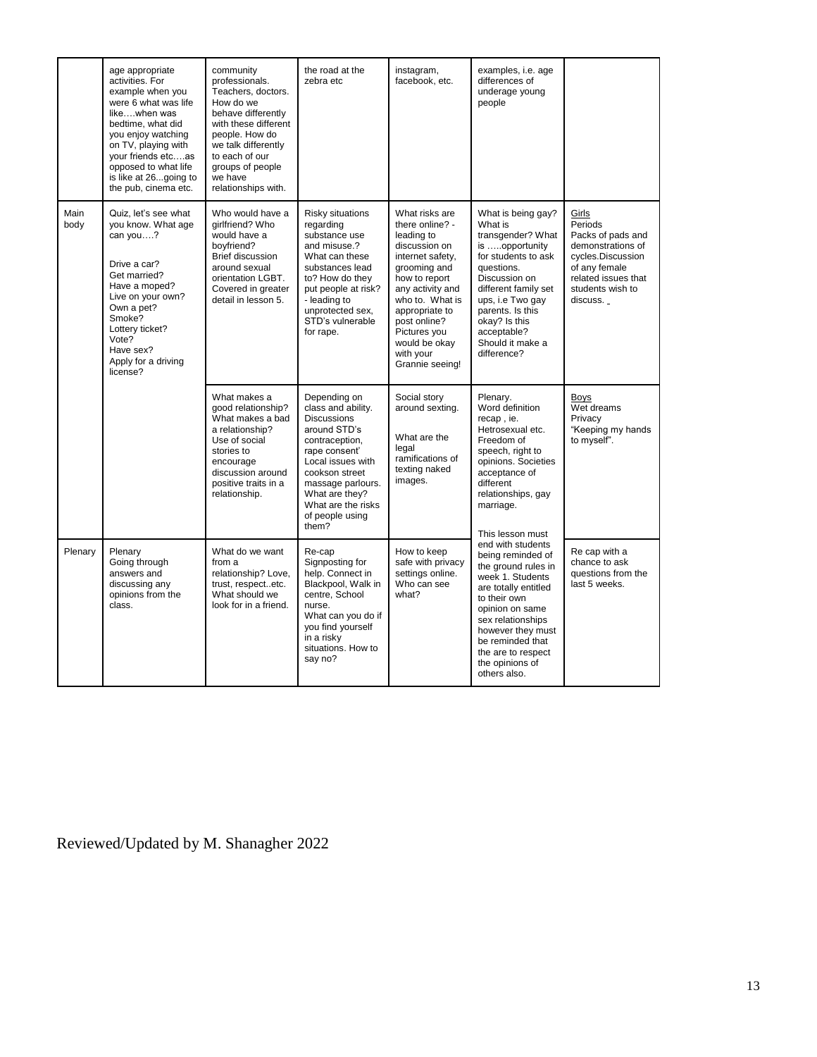| | | | | | | |
|---|---|---|---|---|---|---|
| | age appropriate activities. For example when you were 6 what was life like….when was bedtime, what did you enjoy watching on TV, playing with your friends etc….as opposed to what life is like at 26...going to the pub, cinema etc. | community professionals. Teachers, doctors. How do we behave differently with these different people. How do we talk differently to each of our groups of people we have relationships with. | the road at the zebra etc | instagram, facebook, etc. | examples, i.e. age differences of underage young people | |
| Main body | Quiz, let's see what you know. What age can you….?<br><br>Drive a car?<br>Get married?<br>Have a moped?<br>Live on your own?<br>Own a pet?<br>Smoke?<br>Lottery ticket?<br>Vote?<br>Have sex?<br>Apply for a driving license? | Who would have a girlfriend? Who would have a boyfriend? Brief discussion around sexual orientation LGBT. Covered in greater detail in lesson 5. | Risky situations regarding substance use and misuse.? What can these substances lead to? How do they put people at risk? - leading to unprotected sex, STD's vulnerable for rape. | What risks are there online? - leading to discussion on internet safety, grooming and how to report any activity and who to. What is appropriate to post online? Pictures you would be okay with your Grannie seeing! | What is being gay? What is transgender? What is …..opportunity for students to ask questions. Discussion on different family set ups, i.e Two gay parents. Is this okay? Is this acceptable? Should it make a difference? | Girls<br>Periods<br>Packs of pads and demonstrations of cycles.Discussion of any female related issues that students wish to discuss. |
| | | What makes a good relationship? What makes a bad a relationship? Use of social stories to encourage discussion around positive traits in a relationship. | Depending on class and ability. Discussions around STD's contraception, rape consent' Local issues with cookson street massage parlours. What are they? What are the risks of people using them? | Social story around sexting.<br><br>What are the legal ramifications of texting naked images. | Plenary.<br>Word definition recap , ie. Hetrosexual etc. Freedom of speech, right to opinions. Societies acceptance of different relationships, gay marriage.<br><br>This lesson must end with students being reminded of the ground rules in week 1. Students are totally entitled to their own opinion on same sex relationships however they must be reminded that the are to respect the opinions of others also. | Boys<br>Wet dreams<br>Privacy<br>"Keeping my hands to myself". |
| Plenary | Plenary<br>Going through answers and discussing any opinions from the class. | What do we want from a relationship? Love, trust, respect..etc. What should we look for in a friend. | Re-cap<br>Signposting for help. Connect in Blackpool, Walk in centre, School nurse.<br>What can you do if you find yourself in a risky situations. How to say no? | How to keep safe with privacy settings online. Who can see what? | | Re cap with a chance to ask questions from the last 5 weeks. |

Reviewed/Updated by M. Shanagher 2022